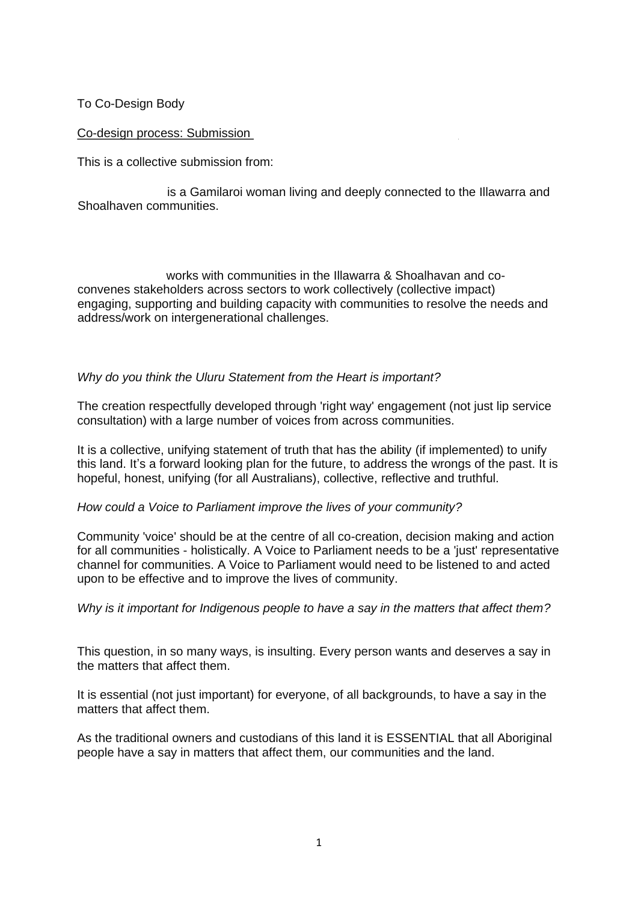To Co-Design Body

<u>Co-design process: Submission</u>

This is a collective submission from:

is a Gamilaroi woman living and deeply connected to the Illawarra and Shoalhaven communities.

works with communities in the Illawarra & Shoalhavan and co-convenes stakeholders across sectors to work collectively (collective impact) engaging, supporting and building capacity with communities to resolve the needs and address/work on intergenerational challenges.

*Why do you think the Uluru Statement from the Heart is important?*

The creation respectfully developed through 'right way' engagement (not just lip service consultation) with a large number of voices from across communities.

It is a collective, unifying statement of truth that has the ability (if implemented) to unify this land. It's a forward looking plan for the future, to address the wrongs of the past. It is hopeful, honest, unifying (for all Australians), collective, reflective and truthful.

*How could a Voice to Parliament improve the lives of your community?*

Community 'voice' should be at the centre of all co-creation, decision making and action for all communities - holistically. A Voice to Parliament needs to be a 'just' representative channel for communities. A Voice to Parliament would need to be listened to and acted upon to be effective and to improve the lives of community.

*Why is it important for Indigenous people to have a say in the matters that affect them?*

This question, in so many ways, is insulting. Every person wants and deserves a say in the matters that affect them.

It is essential (not just important) for everyone, of all backgrounds, to have a say in the matters that affect them.

As the traditional owners and custodians of this land it is ESSENTIAL that all Aboriginal people have a say in matters that affect them, our communities and the land.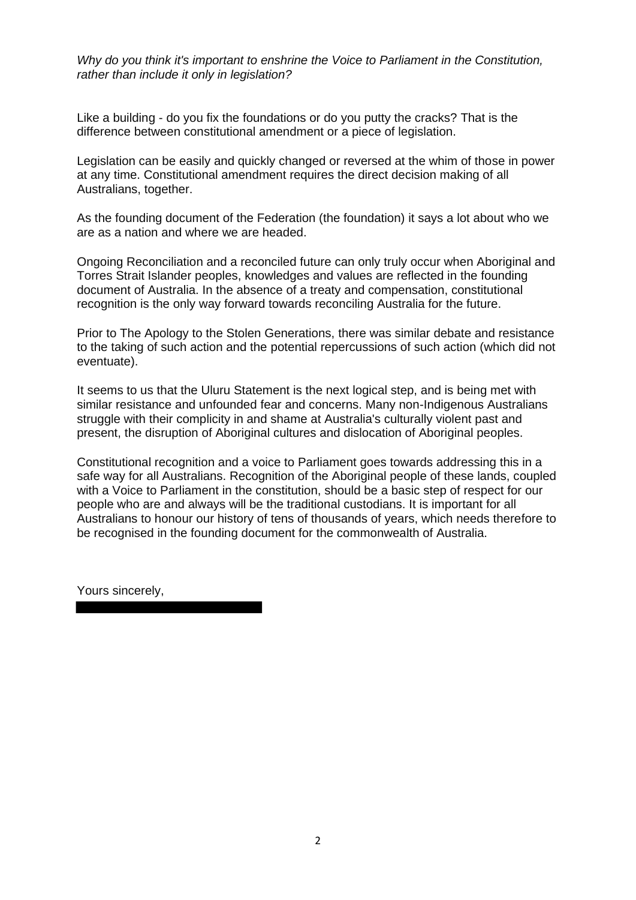*Why do you think it's important to enshrine the Voice to Parliament in the Constitution, rather than include it only in legislation?*

Like a building - do you fix the foundations or do you putty the cracks? That is the difference between constitutional amendment or a piece of legislation.

Legislation can be easily and quickly changed or reversed at the whim of those in power at any time. Constitutional amendment requires the direct decision making of all Australians, together.

As the founding document of the Federation (the foundation) it says a lot about who we are as a nation and where we are headed.

Ongoing Reconciliation and a reconciled future can only truly occur when Aboriginal and Torres Strait Islander peoples, knowledges and values are reflected in the founding document of Australia. In the absence of a treaty and compensation, constitutional recognition is the only way forward towards reconciling Australia for the future.

Prior to The Apology to the Stolen Generations, there was similar debate and resistance to the taking of such action and the potential repercussions of such action (which did not eventuate).

It seems to us that the Uluru Statement is the next logical step, and is being met with similar resistance and unfounded fear and concerns. Many non-Indigenous Australians struggle with their complicity in and shame at Australia's culturally violent past and present, the disruption of Aboriginal cultures and dislocation of Aboriginal peoples.

Constitutional recognition and a voice to Parliament goes towards addressing this in a safe way for all Australians. Recognition of the Aboriginal people of these lands, coupled with a Voice to Parliament in the constitution, should be a basic step of respect for our people who are and always will be the traditional custodians. It is important for all Australians to honour our history of tens of thousands of years, which needs therefore to be recognised in the founding document for the commonwealth of Australia.

Yours sincerely,